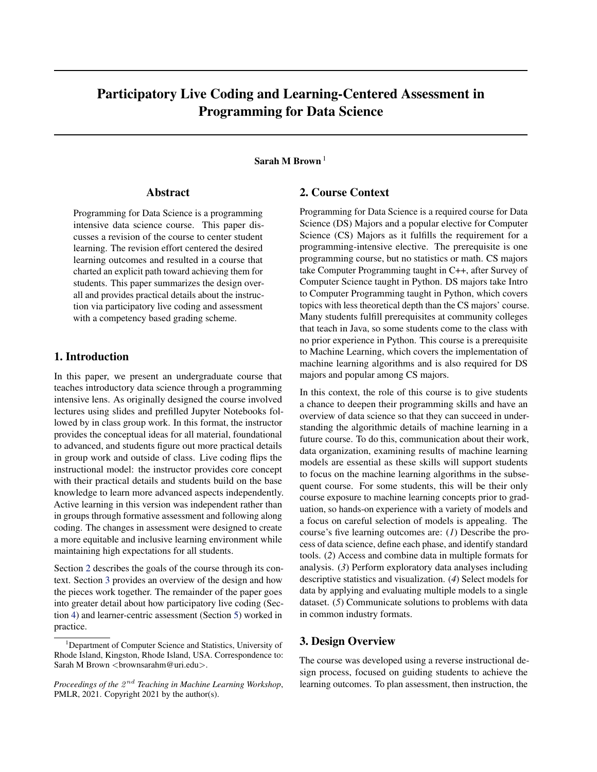# Participatory Live Coding and Learning-Centered Assessment in Programming for Data Science

**Sarah M Brown** [1]

## Abstract

Programming for Data Science is a programming intensive data science course. This paper discusses a revision of the course to center student learning. The revision effort centered the desired learning outcomes and resulted in a course that charted an explicit path toward achieving them for students. This paper summarizes the design overall and provides practical details about the instruction via participatory live coding and assessment with a competency based grading scheme.

## 1. Introduction

In this paper, we present an undergraduate course that teaches introductory data science through a programming intensive lens. As originally designed the course involved lectures using slides and prefilled Jupyter Notebooks followed by in class group work. In this format, the instructor provides the conceptual ideas for all material, foundational to advanced, and students figure out more practical details in group work and outside of class. Live coding flips the instructional model: the instructor provides core concept with their practical details and students build on the base knowledge to learn more advanced aspects independently. Active learning in this version was independent rather than in groups through formative assessment and following along coding. The changes in assessment were designed to create a more equitable and inclusive learning environment while maintaining high expectations for all students.

Section 2 describes the goals of the course through its context. Section 3 provides an overview of the design and how the pieces work together. The remainder of the paper goes into greater detail about how participatory live coding (Section 4) and learner-centric assessment (Section 5) worked in practice.

[1]Department of Computer Science and Statistics, University of Rhode Island, Kingston, Rhode Island, USA. Correspondence to: Sarah M Brown <brownsarahm@uri.edu>.

*Proceedings of the 2nd Teaching in Machine Learning Workshop*, PMLR, 2021. Copyright 2021 by the author(s).

## 2. Course Context

Programming for Data Science is a required course for Data Science (DS) Majors and a popular elective for Computer Science (CS) Majors as it fulfills the requirement for a programming-intensive elective. The prerequisite is one programming course, but no statistics or math. CS majors take Computer Programming taught in C++, after Survey of Computer Science taught in Python. DS majors take Intro to Computer Programming taught in Python, which covers topics with less theoretical depth than the CS majors' course. Many students fulfill prerequisites at community colleges that teach in Java, so some students come to the class with no prior experience in Python. This course is a prerequisite to Machine Learning, which covers the implementation of machine learning algorithms and is also required for DS majors and popular among CS majors.

In this context, the role of this course is to give students a chance to deepen their programming skills and have an overview of data science so that they can succeed in understanding the algorithmic details of machine learning in a future course. To do this, communication about their work, data organization, examining results of machine learning models are essential as these skills will support students to focus on the machine learning algorithms in the subsequent course. For some students, this will be their only course exposure to machine learning concepts prior to graduation, so hands-on experience with a variety of models and a focus on careful selection of models is appealing. The course's five learning outcomes are: (*1*) Describe the process of data science, define each phase, and identify standard tools. (*2*) Access and combine data in multiple formats for analysis. (*3*) Perform exploratory data analyses including descriptive statistics and visualization. (*4*) Select models for data by applying and evaluating multiple models to a single dataset. (*5*) Communicate solutions to problems with data in common industry formats.

## 3. Design Overview

The course was developed using a reverse instructional design process, focused on guiding students to achieve the learning outcomes. To plan assessment, then instruction, the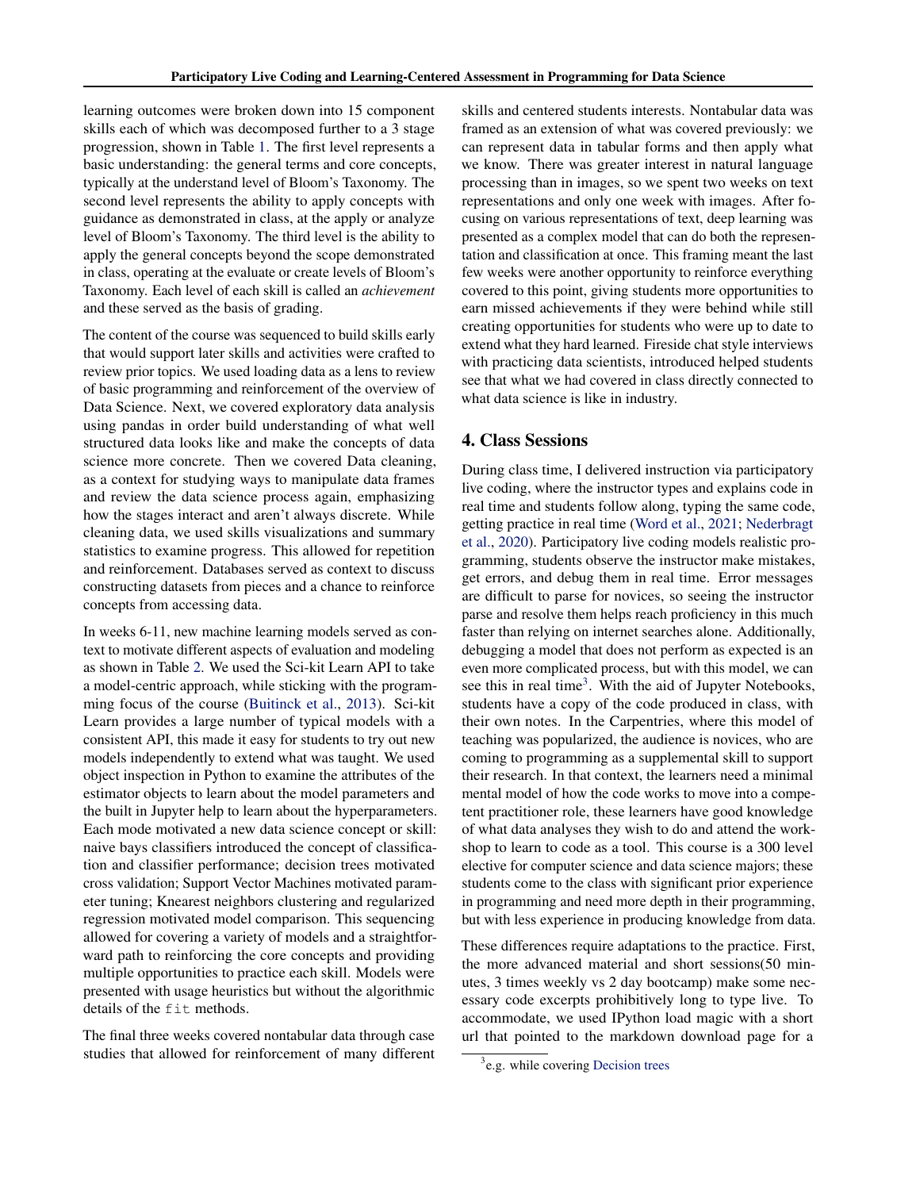learning outcomes were broken down into 15 component skills each of which was decomposed further to a 3 stage progression, shown in Table 1. The first level represents a basic understanding: the general terms and core concepts, typically at the understand level of Bloom's Taxonomy. The second level represents the ability to apply concepts with guidance as demonstrated in class, at the apply or analyze level of Bloom's Taxonomy. The third level is the ability to apply the general concepts beyond the scope demonstrated in class, operating at the evaluate or create levels of Bloom's Taxonomy. Each level of each skill is called an *achievement* and these served as the basis of grading.

The content of the course was sequenced to build skills early that would support later skills and activities were crafted to review prior topics. We used loading data as a lens to review of basic programming and reinforcement of the overview of Data Science. Next, we covered exploratory data analysis using pandas in order build understanding of what well structured data looks like and make the concepts of data science more concrete. Then we covered Data cleaning, as a context for studying ways to manipulate data frames and review the data science process again, emphasizing how the stages interact and aren't always discrete. While cleaning data, we used skills visualizations and summary statistics to examine progress. This allowed for repetition and reinforcement. Databases served as context to discuss constructing datasets from pieces and a chance to reinforce concepts from accessing data.

In weeks 6-11, new machine learning models served as context to motivate different aspects of evaluation and modeling as shown in Table 2. We used the Sci-kit Learn API to take a model-centric approach, while sticking with the programming focus of the course (Buitinck et al., 2013). Sci-kit Learn provides a large number of typical models with a consistent API, this made it easy for students to try out new models independently to extend what was taught. We used object inspection in Python to examine the attributes of the estimator objects to learn about the model parameters and the built in Jupyter help to learn about the hyperparameters. Each mode motivated a new data science concept or skill: naive bays classifiers introduced the concept of classification and classifier performance; decision trees motivated cross validation; Support Vector Machines motivated parameter tuning; Knearest neighbors clustering and regularized regression motivated model comparison. This sequencing allowed for covering a variety of models and a straightforward path to reinforcing the core concepts and providing multiple opportunities to practice each skill. Models were presented with usage heuristics but without the algorithmic details of the `fit` methods.

The final three weeks covered nontabular data through case studies that allowed for reinforcement of many different skills and centered students interests. Nontabular data was framed as an extension of what was covered previously: we can represent data in tabular forms and then apply what we know. There was greater interest in natural language processing than in images, so we spent two weeks on text representations and only one week with images. After focusing on various representations of text, deep learning was presented as a complex model that can do both the representation and classification at once. This framing meant the last few weeks were another opportunity to reinforce everything covered to this point, giving students more opportunities to earn missed achievements if they were behind while still creating opportunities for students who were up to date to extend what they hard learned. Fireside chat style interviews with practicing data scientists, introduced helped students see that what we had covered in class directly connected to what data science is like in industry.

## 4. Class Sessions

During class time, I delivered instruction via participatory live coding, where the instructor types and explains code in real time and students follow along, typing the same code, getting practice in real time (Word et al., 2021; Nederbragt et al., 2020). Participatory live coding models realistic programming, students observe the instructor make mistakes, get errors, and debug them in real time. Error messages are difficult to parse for novices, so seeing the instructor parse and resolve them helps reach proficiency in this much faster than relying on internet searches alone. Additionally, debugging a model that does not perform as expected is an even more complicated process, but with this model, we can see this in real time[3]. With the aid of Jupyter Notebooks, students have a copy of the code produced in class, with their own notes. In the Carpentries, where this model of teaching was popularized, the audience is novices, who are coming to programming as a supplemental skill to support their research. In that context, the learners need a minimal mental model of how the code works to move into a competent practitioner role, these learners have good knowledge of what data analyses they wish to do and attend the workshop to learn to code as a tool. This course is a 300 level elective for computer science and data science majors; these students come to the class with significant prior experience in programming and need more depth in their programming, but with less experience in producing knowledge from data.

These differences require adaptations to the practice. First, the more advanced material and short sessions(50 minutes, 3 times weekly vs 2 day bootcamp) make some necessary code excerpts prohibitively long to type live. To accommodate, we used IPython load magic with a short url that pointed to the markdown download page for a

[3] e.g. while covering Decision trees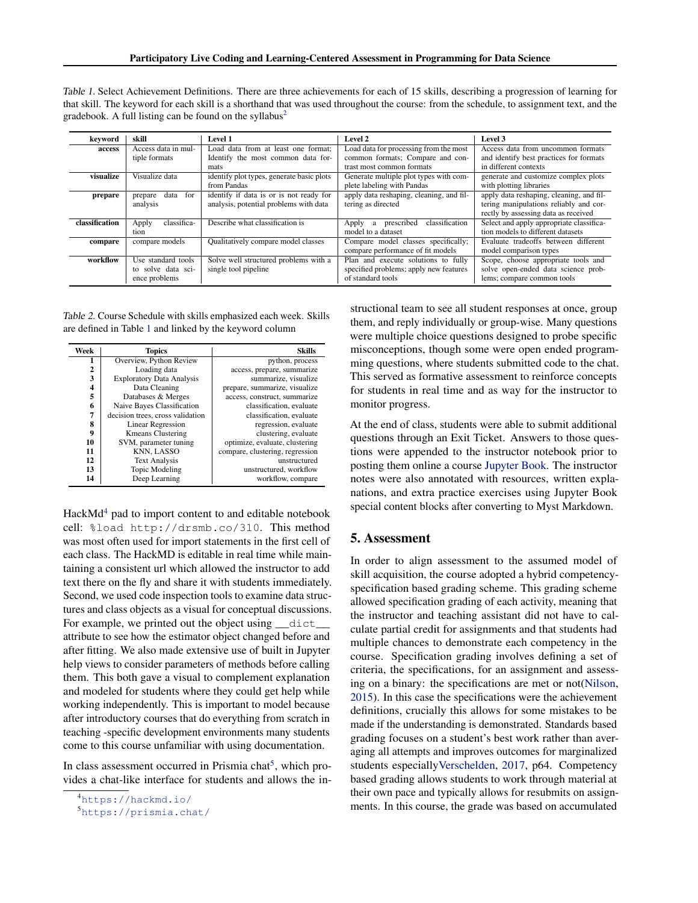*Table 1.* Select Achievement Definitions. There are three achievements for each of 15 skills, describing a progression of learning for that skill. The keyword for each skill is a shorthand that was used throughout the course: from the schedule, to assignment text, and the gradebook. A full listing can be found on the syllabus[2]

| keyword | skill | Level 1 | Level 2 | Level 3 |
|---|---|---|---|---|
| **access** | Access data in multiple formats | Load data from at least one format; Identify the most common data formats | Load data for processing from the most common formats; Compare and contrast most common formats | Access data from uncommon formats and identify best practices for formats in different contexts |
| **visualize** | Visualize data | identify plot types, generate basic plots from Pandas | Generate multiple plot types with complete labeling with Pandas | generate and customize complex plots with plotting libraries |
| **prepare** | prepare data for analysis | identify if data is or is not ready for analysis, potential problems with data | apply data reshaping, cleaning, and filtering as directed | apply data reshaping, cleaning, and filtering manipulations reliably and correctly by assessing data as received |
| **classification** | Apply classification | Describe what classification is | Apply a prescribed classification model to a dataset | Select and apply appropriate classification models to different datasets |
| **compare** | compare models | Qualitatively compare model classes | Compare model classes specifically; compare performance of fit models | Evaluate tradeoffs between different model comparison types |
| **workflow** | Use standard tools to solve data science problems | Solve well structured problems with a single tool pipeline | Plan and execute solutions to fully specified problems; apply new features of standard tools | Scope, choose appropriate tools and solve open-ended data science problems; compare common tools |

*Table 2.* Course Schedule with skills emphasized each week. Skills are defined in Table 1 and linked by the keyword column

| Week | Topics | Skills |
|---|---|---|
| 1 | Overview, Python Review | python, process |
| 2 | Loading data | access, prepare, summarize |
| 3 | Exploratory Data Analysis | summarize, visualize |
| 4 | Data Cleaning | prepare, summarize, visualize |
| 5 | Databases & Merges | access, construct, summarize |
| 6 | Naive Bayes Classification | classification, evaluate |
| 7 | decision trees, cross validation | classification, evaluate |
| 8 | Linear Regression | regression, evaluate |
| 9 | Kmeans Clustering | clustering, evaluate |
| 10 | SVM, parameter tuning | optimize, evaluate, clustering |
| 11 | KNN, LASSO | compare, clustering, regression |
| 12 | Text Analysis | unstructured |
| 13 | Topic Modeling | unstructured, workflow |
| 14 | Deep Learning | workflow, compare |

HackMd[4] pad to import content to and editable notebook cell: `%load http://drsmb.co/310`. This method was most often used for import statements in the first cell of each class. The HackMD is editable in real time while maintaining a consistent url which allowed the instructor to add text there on the fly and share it with students immediately. Second, we used code inspection tools to examine data structures and class objects as a visual for conceptual discussions. For example, we printed out the object using `__dict__` attribute to see how the estimator object changed before and after fitting. We also made extensive use of built in Jupyter help views to consider parameters of methods before calling them. This both gave a visual to complement explanation and modeled for students where they could get help while working independently. This is important to model because after introductory courses that do everything from scratch in teaching -specific development environments many students come to this course unfamiliar with using documentation.

In class assessment occurred in Prismia chat[5], which provides a chat-like interface for students and allows the instructional team to see all student responses at once, group them, and reply individually or group-wise. Many questions were multiple choice questions designed to probe specific misconceptions, though some were open ended programming questions, where students submitted code to the chat. This served as formative assessment to reinforce concepts for students in real time and as way for the instructor to monitor progress.

At the end of class, students were able to submit additional questions through an Exit Ticket. Answers to those questions were appended to the instructor notebook prior to posting them online a course Jupyter Book. The instructor notes were also annotated with resources, written explanations, and extra practice exercises using Jupyter Book special content blocks after converting to Myst Markdown.

## 5. Assessment

In order to align assessment to the assumed model of skill acquisition, the course adopted a hybrid competency-specification based grading scheme. This grading scheme allowed specification grading of each activity, meaning that the instructor and teaching assistant did not have to calculate partial credit for assignments and that students had multiple chances to demonstrate each competency in the course. Specification grading involves defining a set of criteria, the specifications, for an assignment and assessing on a binary: the specifications are met or not(Nilson, 2015). In this case the specifications were the achievement definitions, crucially this allows for some mistakes to be made if the understanding is demonstrated. Standards based grading focuses on a student's best work rather than averaging all attempts and improves outcomes for marginalized students especiallyVerschelden, 2017, p64. Competency based grading allows students to work through material at their own pace and typically allows for resubmits on assignments. In this course, the grade was based on accumulated

[4] https://hackmd.io/

[5] https://prismia.chat/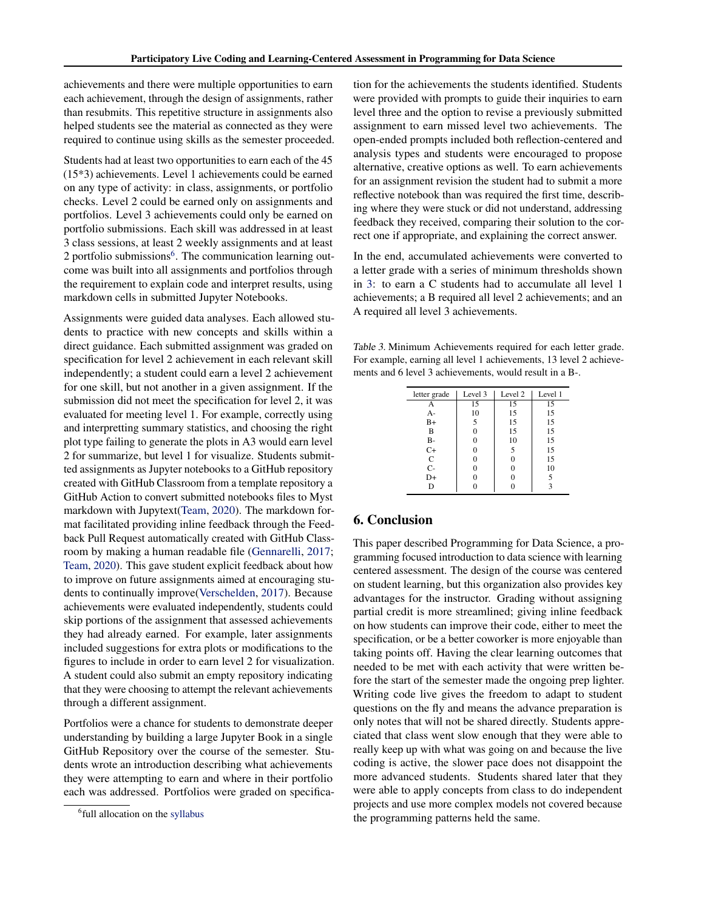achievements and there were multiple opportunities to earn each achievement, through the design of assignments, rather than resubmits. This repetitive structure in assignments also helped students see the material as connected as they were required to continue using skills as the semester proceeded.

Students had at least two opportunities to earn each of the 45 (15*3) achievements. Level 1 achievements could be earned on any type of activity: in class, assignments, or portfolio checks. Level 2 could be earned only on assignments and portfolios. Level 3 achievements could only be earned on portfolio submissions. Each skill was addressed in at least 3 class sessions, at least 2 weekly assignments and at least 2 portfolio submissions[6]. The communication learning outcome was built into all assignments and portfolios through the requirement to explain code and interpret results, using markdown cells in submitted Jupyter Notebooks.

Assignments were guided data analyses. Each allowed students to practice with new concepts and skills within a direct guidance. Each submitted assignment was graded on specification for level 2 achievement in each relevant skill independently; a student could earn a level 2 achievement for one skill, but not another in a given assignment. If the submission did not meet the specification for level 2, it was evaluated for meeting level 1. For example, correctly using and interpretting summary statistics, and choosing the right plot type failing to generate the plots in A3 would earn level 2 for summarize, but level 1 for visualize. Students submitted assignments as Jupyter notebooks to a GitHub repository created with GitHub Classroom from a template repository a GitHub Action to convert submitted notebooks files to Myst markdown with Jupytext(Team, 2020). The markdown format facilitated providing inline feedback through the Feedback Pull Request automatically created with GitHub Classroom by making a human readable file (Gennarelli, 2017; Team, 2020). This gave student explicit feedback about how to improve on future assignments aimed at encouraging students to continually improve(Verschelden, 2017). Because achievements were evaluated independently, students could skip portions of the assignment that assessed achievements they had already earned. For example, later assignments included suggestions for extra plots or modifications to the figures to include in order to earn level 2 for visualization. A student could also submit an empty repository indicating that they were choosing to attempt the relevant achievements through a different assignment.

Portfolios were a chance for students to demonstrate deeper understanding by building a large Jupyter Book in a single GitHub Repository over the course of the semester. Students wrote an introduction describing what achievements they were attempting to earn and where in their portfolio each was addressed. Portfolios were graded on specification for the achievements the students identified. Students were provided with prompts to guide their inquiries to earn level three and the option to revise a previously submitted assignment to earn missed level two achievements. The open-ended prompts included both reflection-centered and analysis types and students were encouraged to propose alternative, creative options as well. To earn achievements for an assignment revision the student had to submit a more reflective notebook than was required the first time, describing where they were stuck or did not understand, addressing feedback they received, comparing their solution to the correct one if appropriate, and explaining the correct answer.

In the end, accumulated achievements were converted to a letter grade with a series of minimum thresholds shown in 3: to earn a C students had to accumulate all level 1 achievements; a B required all level 2 achievements; and an A required all level 3 achievements.

*Table 3.* Minimum Achievements required for each letter grade. For example, earning all level 1 achievements, 13 level 2 achievements and 6 level 3 achievements, would result in a B-.

| letter grade | Level 3 | Level 2 | Level 1 |
|---|---|---|---|
| A | 15 | 15 | 15 |
| A- | 10 | 15 | 15 |
| B+ | 5 | 15 | 15 |
| B | 0 | 15 | 15 |
| B- | 0 | 10 | 15 |
| C+ | 0 | 5 | 15 |
| C | 0 | 0 | 15 |
| C- | 0 | 0 | 10 |
| D+ | 0 | 0 | 5 |
| D | 0 | 0 | 3 |

## 6. Conclusion

This paper described Programming for Data Science, a programming focused introduction to data science with learning centered assessment. The design of the course was centered on student learning, but this organization also provides key advantages for the instructor. Grading without assigning partial credit is more streamlined; giving inline feedback on how students can improve their code, either to meet the specification, or be a better coworker is more enjoyable than taking points off. Having the clear learning outcomes that needed to be met with each activity that were written before the start of the semester made the ongoing prep lighter. Writing code live gives the freedom to adapt to student questions on the fly and means the advance preparation is only notes that will not be shared directly. Students appreciated that class went slow enough that they were able to really keep up with what was going on and because the live coding is active, the slower pace does not disappoint the more advanced students. Students shared later that they were able to apply concepts from class to do independent projects and use more complex models not covered because the programming patterns held the same.

[6] full allocation on the syllabus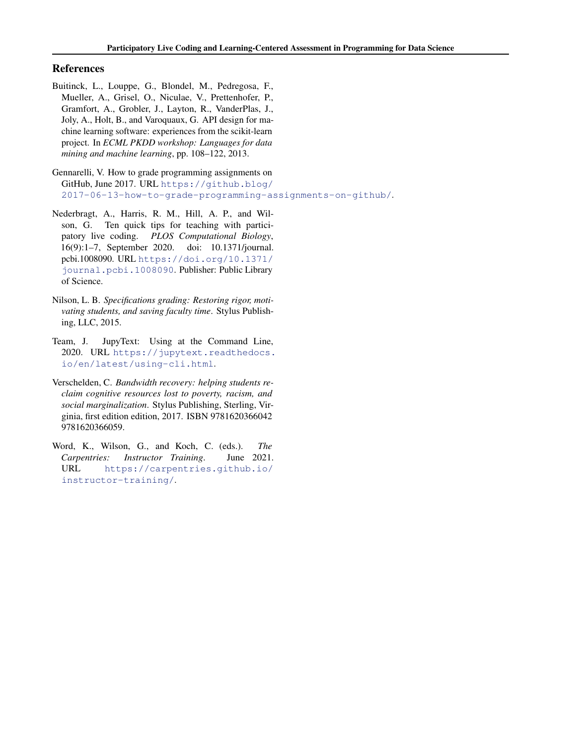## References

Buitinck, L., Louppe, G., Blondel, M., Pedregosa, F., Mueller, A., Grisel, O., Niculae, V., Prettenhofer, P., Gramfort, A., Grobler, J., Layton, R., VanderPlas, J., Joly, A., Holt, B., and Varoquaux, G. API design for machine learning software: experiences from the scikit-learn project. In *ECML PKDD workshop: Languages for data mining and machine learning*, pp. 108–122, 2013.

Gennarelli, V. How to grade programming assignments on GitHub, June 2017. URL https://github.blog/2017-06-13-how-to-grade-programming-assignments-on-github/.

Nederbragt, A., Harris, R. M., Hill, A. P., and Wilson, G. Ten quick tips for teaching with participatory live coding. *PLOS Computational Biology*, 16(9):1–7, September 2020. doi: 10.1371/journal.pcbi.1008090. URL https://doi.org/10.1371/journal.pcbi.1008090. Publisher: Public Library of Science.

Nilson, L. B. *Specifications grading: Restoring rigor, motivating students, and saving faculty time*. Stylus Publishing, LLC, 2015.

Team, J. JupyText: Using at the Command Line, 2020. URL https://jupytext.readthedocs.io/en/latest/using-cli.html.

Verschelden, C. *Bandwidth recovery: helping students reclaim cognitive resources lost to poverty, racism, and social marginalization*. Stylus Publishing, Sterling, Virginia, first edition edition, 2017. ISBN 9781620366042 9781620366059.

Word, K., Wilson, G., and Koch, C. (eds.). *The Carpentries: Instructor Training*. June 2021. URL https://carpentries.github.io/instructor-training/.